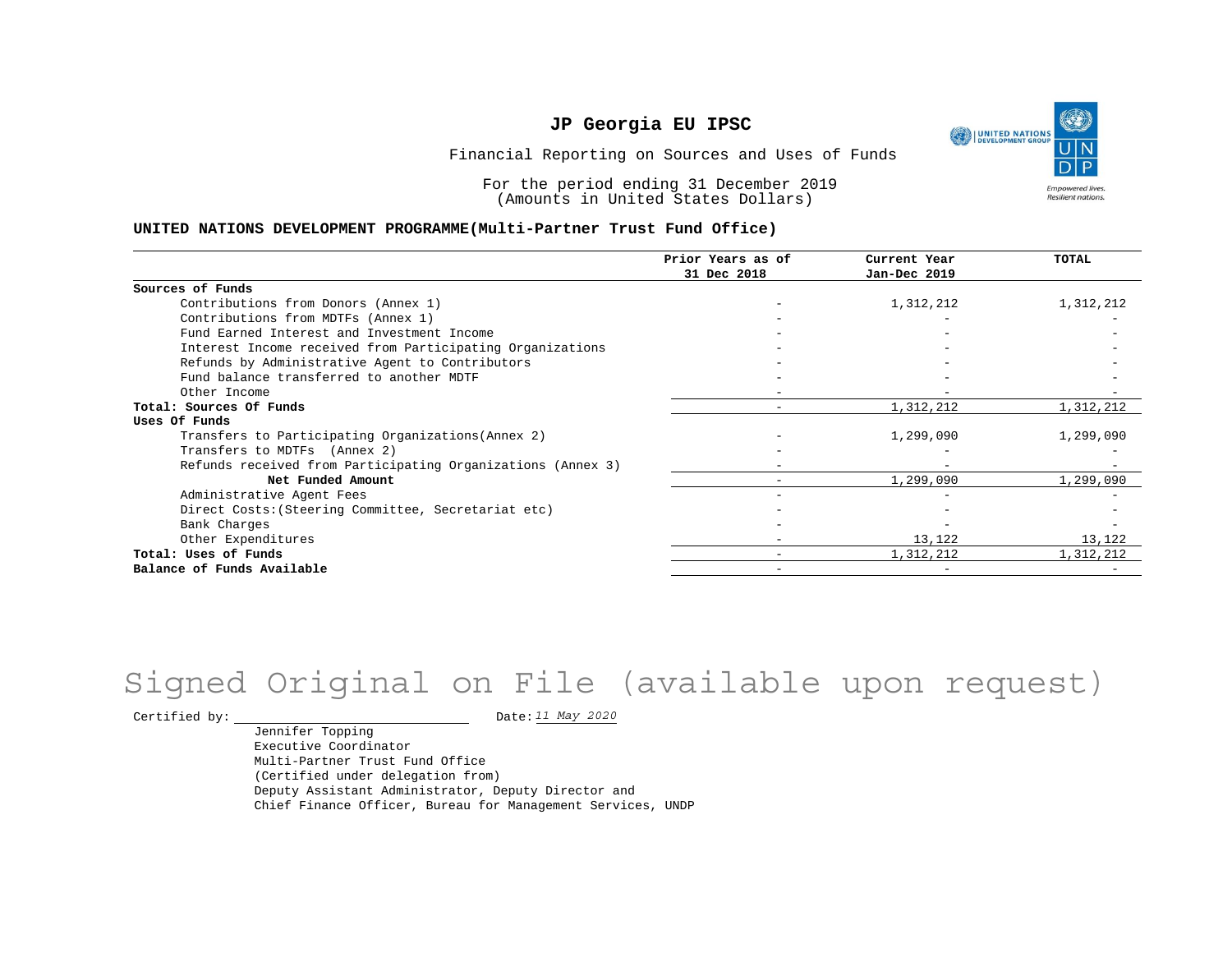# JP Georgia EU IPSC

Financial Reporting on Sources and Uses of Funds

For the period ending 31 December 2019
(Amounts in United States Dollars)

**UNITED NATIONS DEVELOPMENT PROGRAMME(Multi-Partner Trust Fund Office)**

| | Prior Years as of 31 Dec 2018 | Current Year Jan-Dec 2019 | TOTAL |
|---|---|---|---|
| **Sources of Funds** | | | |
| Contributions from Donors (Annex 1) | - | 1,312,212 | 1,312,212 |
| Contributions from MDTFs (Annex 1) | - | - | - |
| Fund Earned Interest and Investment Income | - | - | - |
| Interest Income received from Participating Organizations | - | - | - |
| Refunds by Administrative Agent to Contributors | - | - | - |
| Fund balance transferred to another MDTF | - | - | - |
| Other Income | - | - | - |
| **Total: Sources Of Funds** | - | 1,312,212 | 1,312,212 |
| **Uses Of Funds** | | | |
| Transfers to Participating Organizations(Annex 2) | - | 1,299,090 | 1,299,090 |
| Transfers to MDTFs (Annex 2) | - | - | - |
| Refunds received from Participating Organizations (Annex 3) | - | - | - |
| **Net Funded Amount** | - | 1,299,090 | 1,299,090 |
| Administrative Agent Fees | - | - | - |
| Direct Costs:(Steering Committee, Secretariat etc) | - | - | - |
| Bank Charges | - | - | - |
| Other Expenditures | - | 13,122 | 13,122 |
| **Total: Uses of Funds** | - | 1,312,212 | 1,312,212 |
| **Balance of Funds Available** | - | - | - |

Signed Original on File (available upon request)

Certified by: ______________________ Date: *11 May 2020*

Jennifer Topping
Executive Coordinator
Multi-Partner Trust Fund Office
(Certified under delegation from)
Deputy Assistant Administrator, Deputy Director and
Chief Finance Officer, Bureau for Management Services, UNDP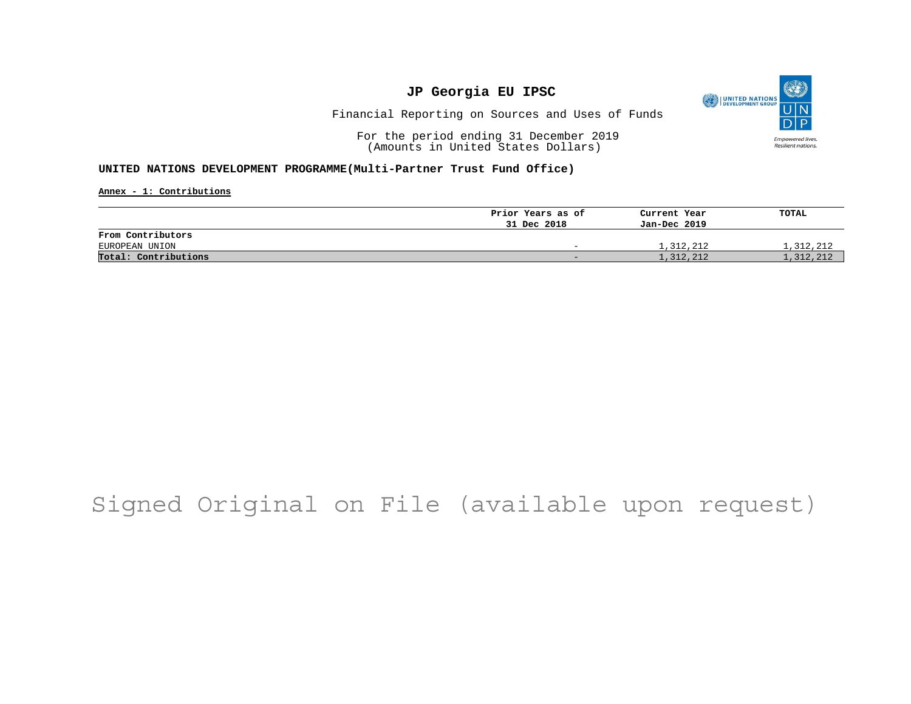# JP Georgia EU IPSC

Financial Reporting on Sources and Uses of Funds

For the period ending 31 December 2019
(Amounts in United States Dollars)

**UNITED NATIONS DEVELOPMENT PROGRAMME(Multi-Partner Trust Fund Office)**

**Annex - 1: Contributions**

| | Prior Years as of 31 Dec 2018 | Current Year Jan-Dec 2019 | TOTAL |
|---|---|---|---|
| **From Contributors** | | | |
| EUROPEAN UNION | - | 1,312,212 | 1,312,212 |
| **Total: Contributions** | - | 1,312,212 | 1,312,212 |

Signed Original on File (available upon request)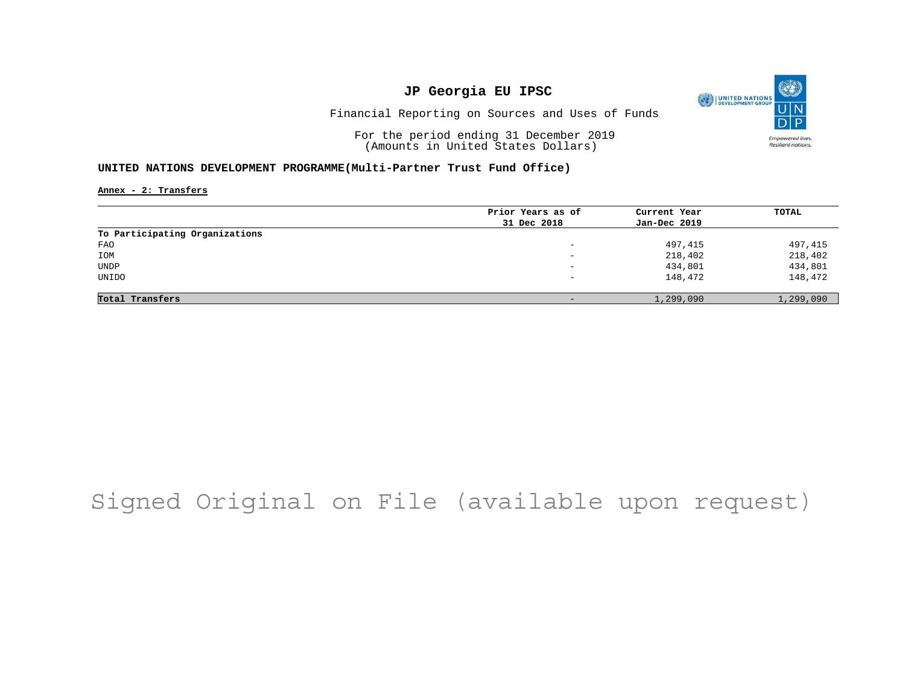# JP Georgia EU IPSC

Financial Reporting on Sources and Uses of Funds

For the period ending 31 December 2019
(Amounts in United States Dollars)

**UNITED NATIONS DEVELOPMENT PROGRAMME(Multi-Partner Trust Fund Office)**

**Annex - 2: Transfers**

| | Prior Years as of 31 Dec 2018 | Current Year Jan-Dec 2019 | TOTAL |
|---|---|---|---|
| **To Participating Organizations** | | | |
| FAO | - | 497,415 | 497,415 |
| IOM | - | 218,402 | 218,402 |
| UNDP | - | 434,801 | 434,801 |
| UNIDO | - | 148,472 | 148,472 |
| **Total Transfers** | - | 1,299,090 | 1,299,090 |

Signed Original on File (available upon request)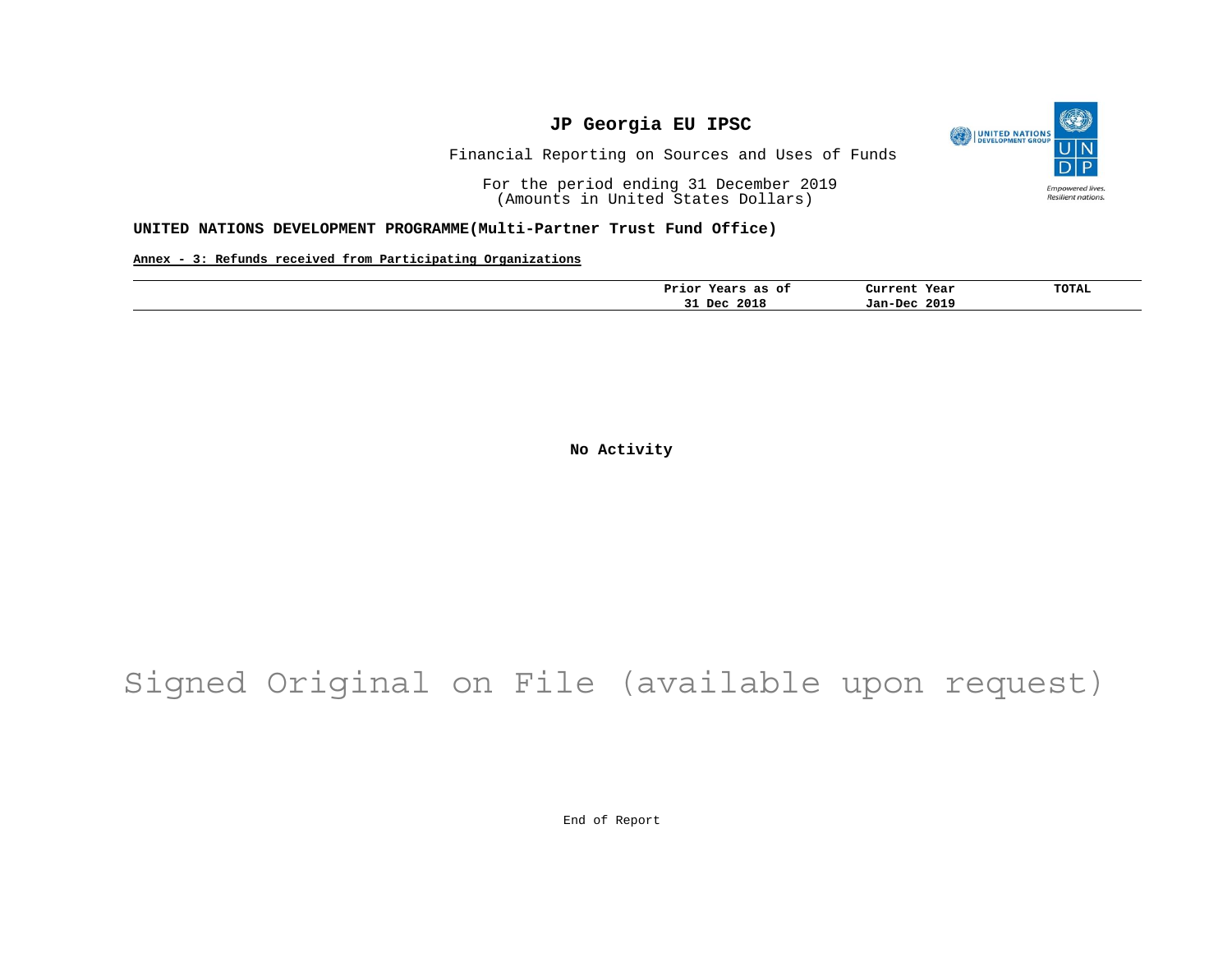# JP Georgia EU IPSC

Financial Reporting on Sources and Uses of Funds

For the period ending 31 December 2019
(Amounts in United States Dollars)

**UNITED NATIONS DEVELOPMENT PROGRAMME(Multi-Partner Trust Fund Office)**

**Annex - 3: Refunds received from Participating Organizations**

| | Prior Years as of 31 Dec 2018 | Current Year Jan-Dec 2019 | TOTAL |
|---|---|---|---|

**No Activity**

Signed Original on File (available upon request)

End of Report